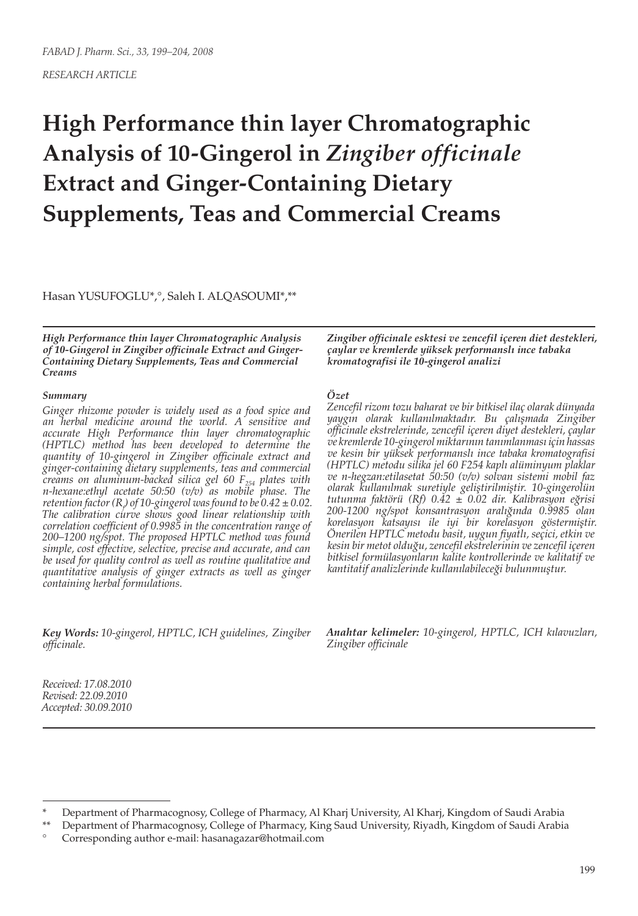*RESEARCH ARTICLE*

# High Performance thin layer Chromatographic Analysis of 10-Gingerol in *Zingiber officinale* Extract and Ginger-Containing Dietary Supplements, Teas and Commercial Creams

Hasan YUSUFOGLU*,°, Saleh I. ALQASOUMI*,**

---

***High Performance thin layer Chromatographic Analysis of 10-Gingerol in Zingiber officinale Extract and Ginger-Containing Dietary Supplements, Teas and Commercial Creams***

***Summary***

*Ginger rhizome powder is widely used as a food spice and an herbal medicine around the world. A sensitive and accurate High Performance thin layer chromatographic (HPTLC) method has been developed to determine the quantity of 10-gingerol in Zingiber officinale extract and ginger-containing dietary supplements, teas and commercial creams on aluminum-backed silica gel 60 $F_{254}$ plates with n-hexane:ethyl acetate 50:50 (v/v) as mobile phase. The retention factor ($R_f$) of 10-gingerol was found to be 0.42 ± 0.02. The calibration curve shows good linear relationship with correlation coefficient of 0.9985 in the concentration range of 200–1200 ng/spot. The proposed HPTLC method was found simple, cost effective, selective, precise and accurate, and can be used for quality control as well as routine qualitative and quantitative analysis of ginger extracts as well as ginger containing herbal formulations.*

***Key Words:** 10-gingerol, HPTLC, ICH guidelines, Zingiber officinale.*

***Zingiber officinale esktesi ve zencefil içeren diet destekleri, çaylar ve kremlerde yüksek performanslı ince tabaka kromatografisi ile 10-gingerol analizi***

***Özet***

*Zencefil rizom tozu baharat ve bir bitkisel ilaç olarak dünyada yaygın olarak kullanılmaktadır. Bu çalışmada Zingiber officinale ekstrelerinde, zencefil içeren diyet destekleri, çaylar ve kremlerde 10-gingerol miktarının tanımlanması için hassas ve kesin bir yüksek performanslı ince tabaka kromatografisi (HPTLC) metodu silika jel 60 F254 kaplı alüminyum plaklar ve n-hegzan:etilasetat 50:50 (v/v) solvan sistemi mobil faz olarak kullanılmak suretiyle geliştirilmiştir. 10-gingerolün tutunma faktörü (Rf) 0.42 ± 0.02 dir. Kalibrasyon eğrisi 200-1200 ng/spot konsantrasyon aralığında 0.9985 olan korelasyon katsayısı ile iyi bir korelasyon göstermiştir. Önerilen HPTLC metodu basit, uygun fiyatlı, seçici, etkin ve kesin bir metot olduğu, zencefil ekstrelerinin ve zencefil içeren bitkisel formülasyonların kalite kontrollerinde ve kalitatif ve kantitatif analizlerinde kullanılabileceği bulunmuştur.*

***Anahtar kelimeler:** 10-gingerol, HPTLC, ICH kılavuzları, Zingiber officinale*

*Received: 17.08.2010*
*Revised: 22.09.2010*
*Accepted: 30.09.2010*

---

\* Department of Pharmacognosy, College of Pharmacy, Al Kharj University, Al Kharj, Kingdom of Saudi Arabia

\** Department of Pharmacognosy, College of Pharmacy, King Saud University, Riyadh, Kingdom of Saudi Arabia

° Corresponding author e-mail: hasanagazar@hotmail.com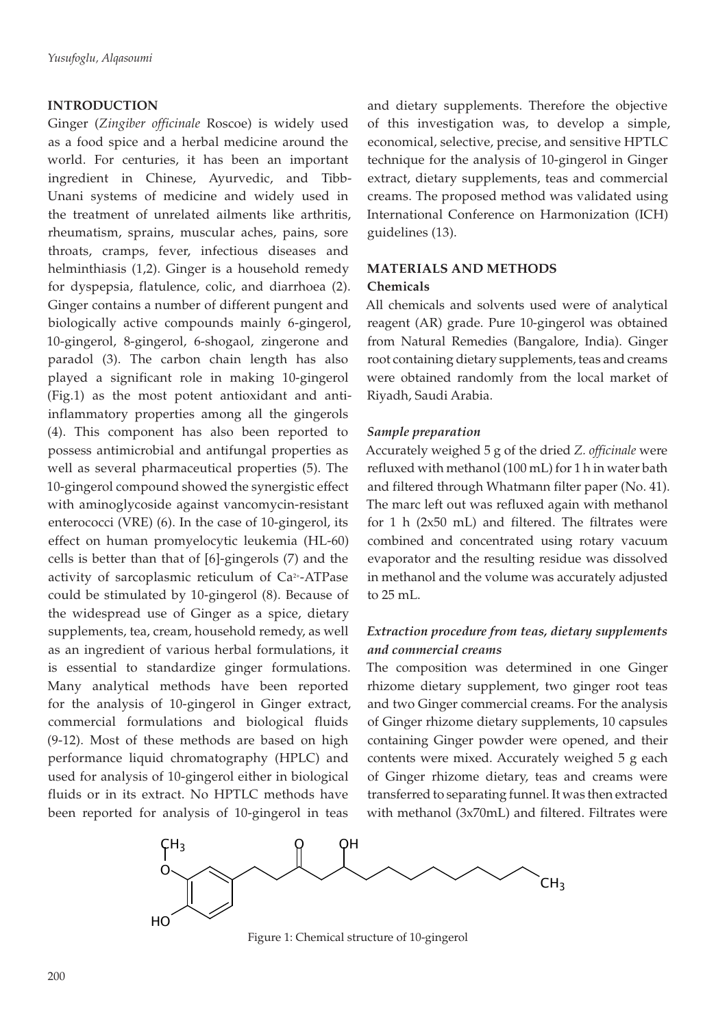## INTRODUCTION

Ginger (*Zingiber officinale* Roscoe) is widely used as a food spice and a herbal medicine around the world. For centuries, it has been an important ingredient in Chinese, Ayurvedic, and Tibb-Unani systems of medicine and widely used in the treatment of unrelated ailments like arthritis, rheumatism, sprains, muscular aches, pains, sore throats, cramps, fever, infectious diseases and helminthiasis (1,2). Ginger is a household remedy for dyspepsia, flatulence, colic, and diarrhoea (2). Ginger contains a number of different pungent and biologically active compounds mainly 6-gingerol, 10-gingerol, 8-gingerol, 6-shogaol, zingerone and paradol (3). The carbon chain length has also played a significant role in making 10-gingerol (Fig.1) as the most potent antioxidant and anti-inflammatory properties among all the gingerols (4). This component has also been reported to possess antimicrobial and antifungal properties as well as several pharmaceutical properties (5). The 10-gingerol compound showed the synergistic effect with aminoglycoside against vancomycin-resistant enterococci (VRE) (6). In the case of 10-gingerol, its effect on human promyelocytic leukemia (HL-60) cells is better than that of [6]-gingerols (7) and the activity of sarcoplasmic reticulum of $Ca^{2+}$-ATPase could be stimulated by 10-gingerol (8). Because of the widespread use of Ginger as a spice, dietary supplements, tea, cream, household remedy, as well as an ingredient of various herbal formulations, it is essential to standardize ginger formulations. Many analytical methods have been reported for the analysis of 10-gingerol in Ginger extract, commercial formulations and biological fluids (9-12). Most of these methods are based on high performance liquid chromatography (HPLC) and used for analysis of 10-gingerol either in biological fluids or in its extract. No HPTLC methods have been reported for analysis of 10-gingerol in teas and dietary supplements. Therefore the objective of this investigation was, to develop a simple, economical, selective, precise, and sensitive HPTLC technique for the analysis of 10-gingerol in Ginger extract, dietary supplements, teas and commercial creams. The proposed method was validated using International Conference on Harmonization (ICH) guidelines (13).

## MATERIALS AND METHODS

### Chemicals

All chemicals and solvents used were of analytical reagent (AR) grade. Pure 10-gingerol was obtained from Natural Remedies (Bangalore, India). Ginger root containing dietary supplements, teas and creams were obtained randomly from the local market of Riyadh, Saudi Arabia.

### *Sample preparation*

Accurately weighed 5 g of the dried *Z. officinale* were refluxed with methanol (100 mL) for 1 h in water bath and filtered through Whatmann filter paper (No. 41). The marc left out was refluxed again with methanol for 1 h (2x50 mL) and filtered. The filtrates were combined and concentrated using rotary vacuum evaporator and the resulting residue was dissolved in methanol and the volume was accurately adjusted to 25 mL.

### *Extraction procedure from teas, dietary supplements and commercial creams*

The composition was determined in one Ginger rhizome dietary supplement, two ginger root teas and two Ginger commercial creams. For the analysis of Ginger rhizome dietary supplements, 10 capsules containing Ginger powder were opened, and their contents were mixed. Accurately weighed 5 g each of Ginger rhizome dietary, teas and creams were transferred to separating funnel. It was then extracted with methanol (3x70mL) and filtered. Filtrates were

Figure 1: Chemical structure of 10-gingerol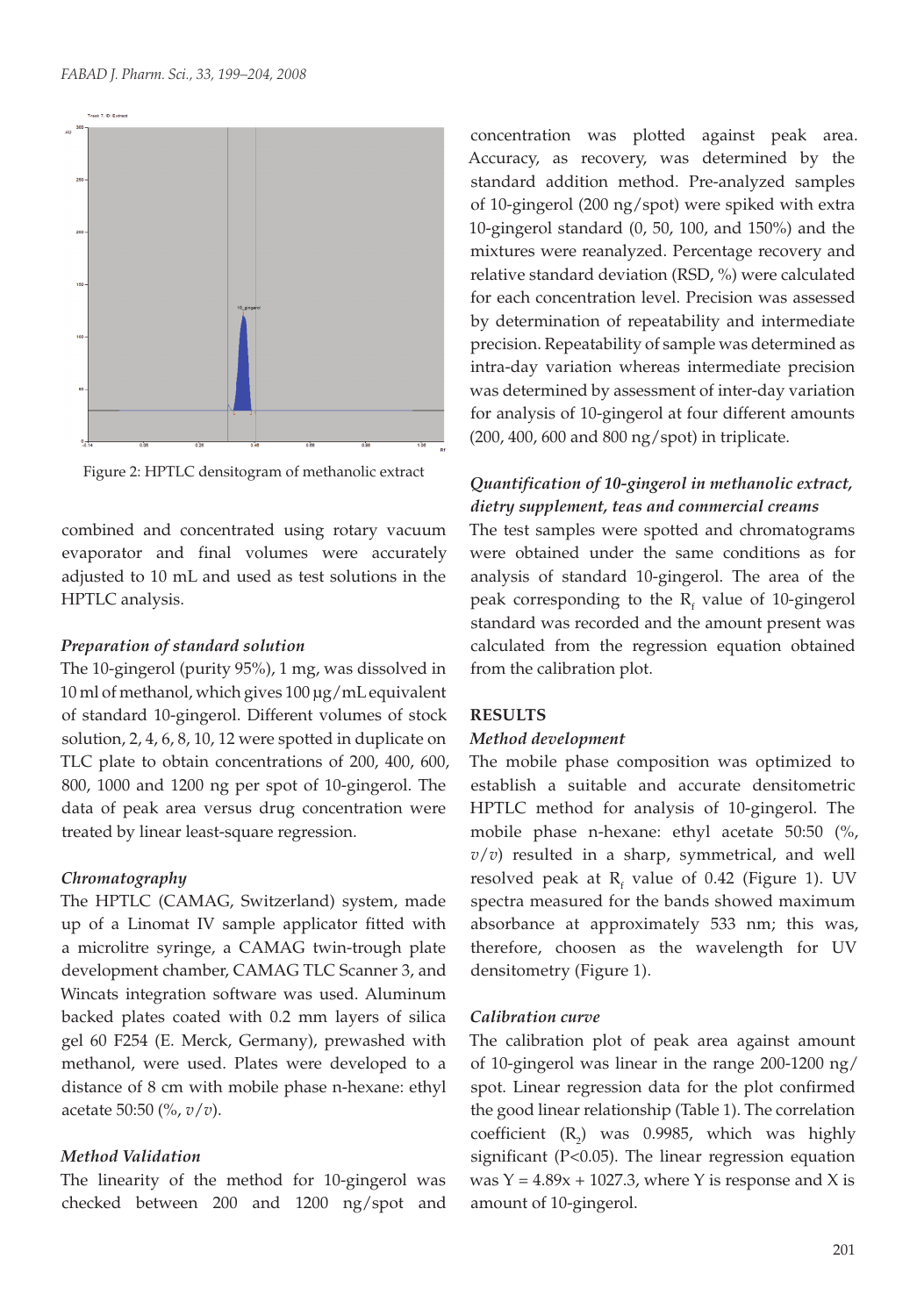Figure 2: HPTLC densitogram of methanolic extract

combined and concentrated using rotary vacuum evaporator and final volumes were accurately adjusted to 10 mL and used as test solutions in the HPTLC analysis.

### *Preparation of standard solution*

The 10-gingerol (purity 95%), 1 mg, was dissolved in 10 ml of methanol, which gives 100 µg/mL equivalent of standard 10-gingerol. Different volumes of stock solution, 2, 4, 6, 8, 10, 12 were spotted in duplicate on TLC plate to obtain concentrations of 200, 400, 600, 800, 1000 and 1200 ng per spot of 10-gingerol. The data of peak area versus drug concentration were treated by linear least-square regression.

### *Chromatography*

The HPTLC (CAMAG, Switzerland) system, made up of a Linomat IV sample applicator fitted with a microlitre syringe, a CAMAG twin-trough plate development chamber, CAMAG TLC Scanner 3, and Wincats integration software was used. Aluminum backed plates coated with 0.2 mm layers of silica gel 60 F254 (E. Merck, Germany), prewashed with methanol, were used. Plates were developed to a distance of 8 cm with mobile phase n-hexane: ethyl acetate 50:50 (%, *v/v*).

### *Method Validation*

The linearity of the method for 10-gingerol was checked between 200 and 1200 ng/spot and concentration was plotted against peak area. Accuracy, as recovery, was determined by the standard addition method. Pre-analyzed samples of 10-gingerol (200 ng/spot) were spiked with extra 10-gingerol standard (0, 50, 100, and 150%) and the mixtures were reanalyzed. Percentage recovery and relative standard deviation (RSD, %) were calculated for each concentration level. Precision was assessed by determination of repeatability and intermediate precision. Repeatability of sample was determined as intra-day variation whereas intermediate precision was determined by assessment of inter-day variation for analysis of 10-gingerol at four different amounts (200, 400, 600 and 800 ng/spot) in triplicate.

### *Quantification of 10-gingerol in methanolic extract, dietry supplement, teas and commercial creams*

The test samples were spotted and chromatograms were obtained under the same conditions as for analysis of standard 10-gingerol. The area of the peak corresponding to the $R_f$ value of 10-gingerol standard was recorded and the amount present was calculated from the regression equation obtained from the calibration plot.

## RESULTS

### *Method development*

The mobile phase composition was optimized to establish a suitable and accurate densitometric HPTLC method for analysis of 10-gingerol. The mobile phase n-hexane: ethyl acetate 50:50 (%, *v/v*) resulted in a sharp, symmetrical, and well resolved peak at $R_f$ value of 0.42 (Figure 1). UV spectra measured for the bands showed maximum absorbance at approximately 533 nm; this was, therefore, choosen as the wavelength for UV densitometry (Figure 1).

### *Calibration curve*

The calibration plot of peak area against amount of 10-gingerol was linear in the range 200-1200 ng/spot. Linear regression data for the plot confirmed the good linear relationship (Table 1). The correlation coefficient ($R_2$) was 0.9985, which was highly significant ($P<0.05$). The linear regression equation was $Y = 4.89x + 1027.3$, where Y is response and X is amount of 10-gingerol.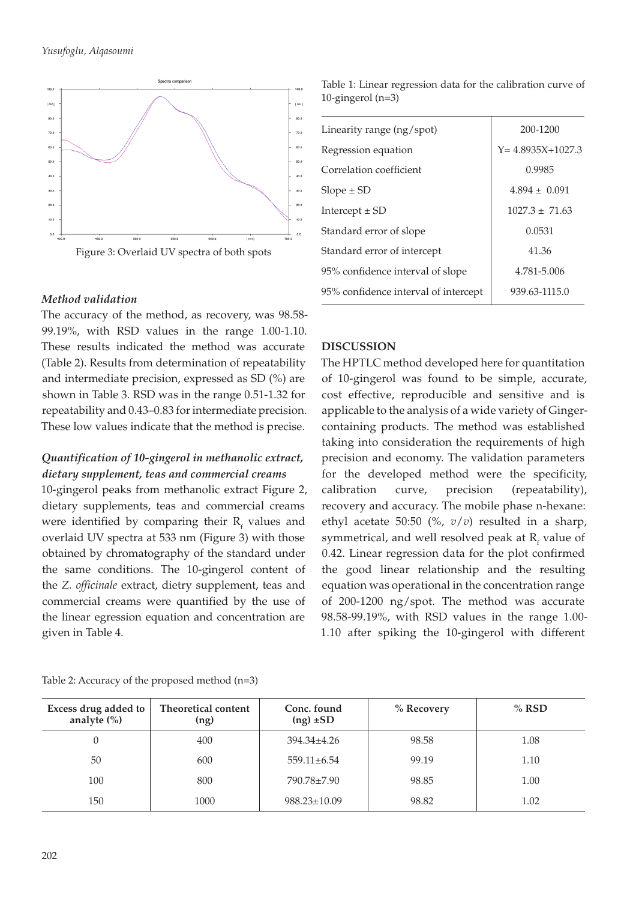Figure 3: Overlaid UV spectra of both spots

### *Method validation*

The accuracy of the method, as recovery, was 98.58-99.19%, with RSD values in the range 1.00-1.10. These results indicated the method was accurate (Table 2). Results from determination of repeatability and intermediate precision, expressed as SD (%) are shown in Table 3. RSD was in the range 0.51-1.32 for repeatability and 0.43–0.83 for intermediate precision. These low values indicate that the method is precise.

### *Quantification of 10-gingerol in methanolic extract, dietary supplement, teas and commercial creams*

10-gingerol peaks from methanolic extract Figure 2, dietary supplements, teas and commercial creams were identified by comparing their $R_f$ values and overlaid UV spectra at 533 nm (Figure 3) with those obtained by chromatography of the standard under the same conditions. The 10-gingerol content of the *Z. officinale* extract, dietry supplement, teas and commercial creams were quantified by the use of the linear egression equation and concentration are given in Table 4.

Table 1: Linear regression data for the calibration curve of 10-gingerol (n=3)

| | |
|---|---|
| Linearity range (ng/spot) | 200-1200 |
| Regression equation | Y= 4.8935X+1027.3 |
| Correlation coefficient | 0.9985 |
| Slope ± SD | 4.894 ± 0.091 |
| Intercept ± SD | 1027.3 ± 71.63 |
| Standard error of slope | 0.0531 |
| Standard error of intercept | 41.36 |
| 95% confidence interval of slope | 4.781-5.006 |
| 95% confidence interval of intercept | 939.63-1115.0 |

## DISCUSSION

The HPTLC method developed here for quantitation of 10-gingerol was found to be simple, accurate, cost effective, reproducible and sensitive and is applicable to the analysis of a wide variety of Ginger-containing products. The method was established taking into consideration the requirements of high precision and economy. The validation parameters for the developed method were the specificity, calibration curve, precision (repeatability), recovery and accuracy. The mobile phase n-hexane: ethyl acetate 50:50 (%, *v/v*) resulted in a sharp, symmetrical, and well resolved peak at $R_f$ value of 0.42. Linear regression data for the plot confirmed the good linear relationship and the resulting equation was operational in the concentration range of 200-1200 ng/spot. The method was accurate 98.58-99.19%, with RSD values in the range 1.00-1.10 after spiking the 10-gingerol with different

Table 2: Accuracy of the proposed method (n=3)

| Excess drug added to analyte (%) | Theoretical content (ng) | Conc. found (ng) ±SD | % Recovery | % RSD |
|---|---|---|---|---|
| 0 | 400 | 394.34±4.26 | 98.58 | 1.08 |
| 50 | 600 | 559.11±6.54 | 99.19 | 1.10 |
| 100 | 800 | 790.78±7.90 | 98.85 | 1.00 |
| 150 | 1000 | 988.23±10.09 | 98.82 | 1.02 |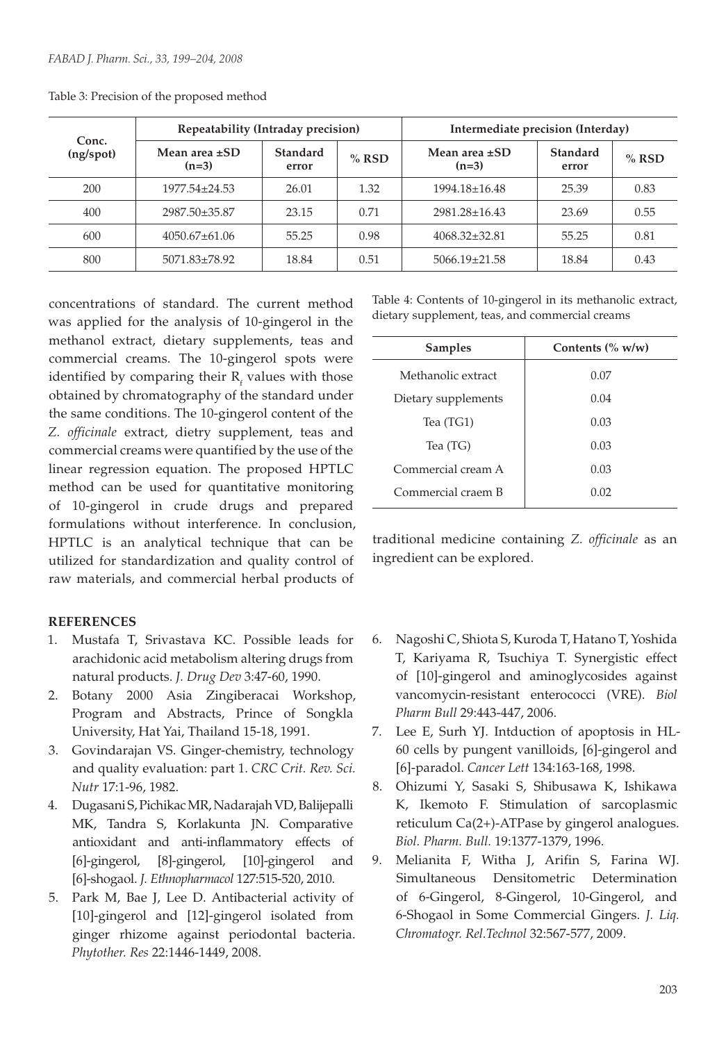Table 3: Precision of the proposed method

| Conc. (ng/spot) | Repeatability (Intraday precision) | | | Intermediate precision (Interday) | | |
|---|---|---|---|---|---|---|
| | Mean area ±SD (n=3) | Standard error | % RSD | Mean area ±SD (n=3) | Standard error | % RSD |
| 200 | 1977.54±24.53 | 26.01 | 1.32 | 1994.18±16.48 | 25.39 | 0.83 |
| 400 | 2987.50±35.87 | 23.15 | 0.71 | 2981.28±16.43 | 23.69 | 0.55 |
| 600 | 4050.67±61.06 | 55.25 | 0.98 | 4068.32±32.81 | 55.25 | 0.81 |
| 800 | 5071.83±78.92 | 18.84 | 0.51 | 5066.19±21.58 | 18.84 | 0.43 |

concentrations of standard. The current method was applied for the analysis of 10-gingerol in the methanol extract, dietary supplements, teas and commercial creams. The 10-gingerol spots were identified by comparing their $R_f$ values with those obtained by chromatography of the standard under the same conditions. The 10-gingerol content of the *Z. officinale* extract, dietry supplement, teas and commercial creams were quantified by the use of the linear regression equation. The proposed HPTLC method can be used for quantitative monitoring of 10-gingerol in crude drugs and prepared formulations without interference. In conclusion, HPTLC is an analytical technique that can be utilized for standardization and quality control of raw materials, and commercial herbal products of traditional medicine containing *Z. officinale* as an ingredient can be explored.

Table 4: Contents of 10-gingerol in its methanolic extract, dietary supplement, teas, and commercial creams

| Samples | Contents (% w/w) |
|---|---|
| Methanolic extract | 0.07 |
| Dietary supplements | 0.04 |
| Tea (TG1) | 0.03 |
| Tea (TG) | 0.03 |
| Commercial cream A | 0.03 |
| Commercial craem B | 0.02 |

**REFERENCES**

1. Mustafa T, Srivastava KC. Possible leads for arachidonic acid metabolism altering drugs from natural products. *J. Drug Dev* 3:47-60, 1990.
2. Botany 2000 Asia Zingiberacai Workshop, Program and Abstracts, Prince of Songkla University, Hat Yai, Thailand 15-18, 1991.
3. Govindarajan VS. Ginger-chemistry, technology and quality evaluation: part 1. *CRC Crit. Rev. Sci. Nutr* 17:1-96, 1982.
4. Dugasani S, Pichikac MR, Nadarajah VD, Balijepalli MK, Tandra S, Korlakunta JN. Comparative antioxidant and anti-inflammatory effects of [6]-gingerol, [8]-gingerol, [10]-gingerol and [6]-shogaol. *J. Ethnopharmacol* 127:515-520, 2010.
5. Park M, Bae J, Lee D. Antibacterial activity of [10]-gingerol and [12]-gingerol isolated from ginger rhizome against periodontal bacteria. *Phytother. Res* 22:1446-1449, 2008.
6. Nagoshi C, Shiota S, Kuroda T, Hatano T, Yoshida T, Kariyama R, Tsuchiya T. Synergistic effect of [10]-gingerol and aminoglycosides against vancomycin-resistant enterococci (VRE). *Biol Pharm Bull* 29:443-447, 2006.
7. Lee E, Surh YJ. Intduction of apoptosis in HL-60 cells by pungent vanilloids, [6]-gingerol and [6]-paradol. *Cancer Lett* 134:163-168, 1998.
8. Ohizumi Y, Sasaki S, Shibusawa K, Ishikawa K, Ikemoto F. Stimulation of sarcoplasmic reticulum Ca(2+)-ATPase by gingerol analogues. *Biol. Pharm. Bull.* 19:1377-1379, 1996.
9. Melianita F, Witha J, Arifin S, Farina WJ. Simultaneous Densitometric Determination of 6-Gingerol, 8-Gingerol, 10-Gingerol, and 6-Shogaol in Some Commercial Gingers. *J. Liq. Chromatogr. Rel.Technol* 32:567-577, 2009.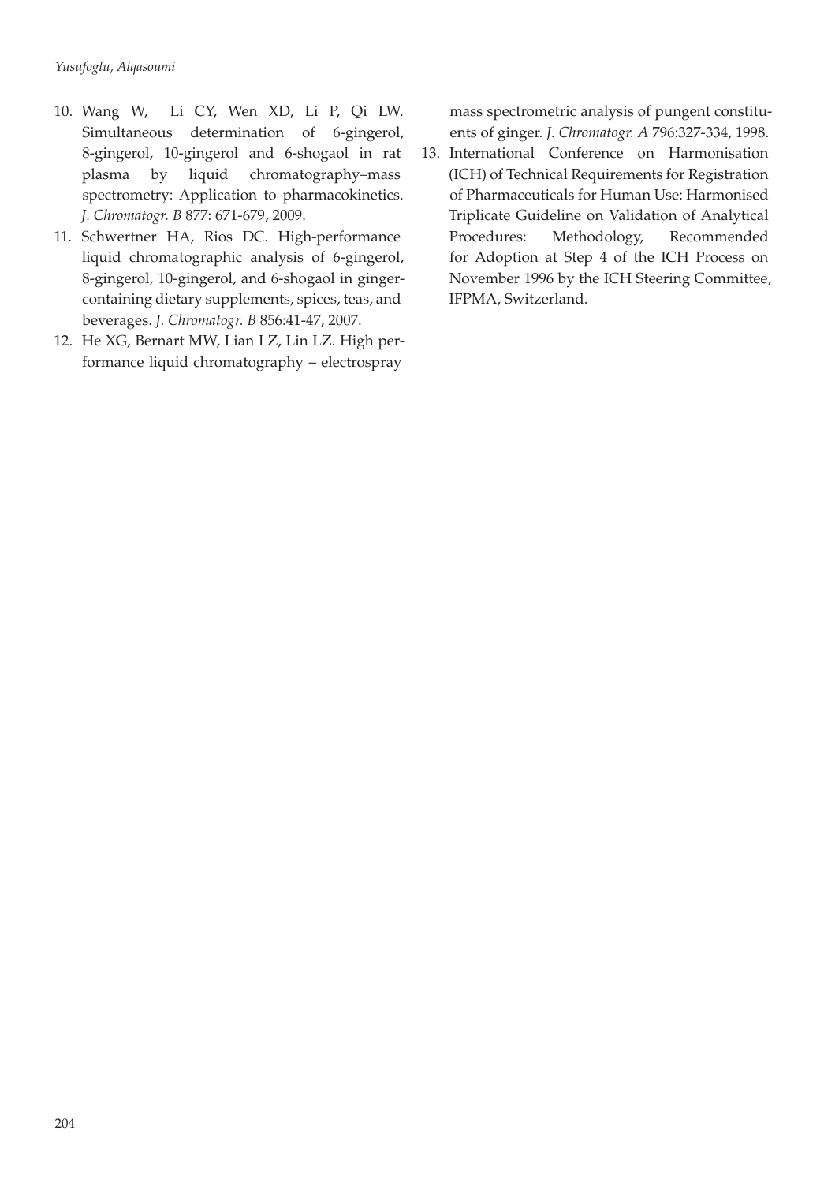10. Wang W, Li CY, Wen XD, Li P, Qi LW. Simultaneous determination of 6-gingerol, 8-gingerol, 10-gingerol and 6-shogaol in rat plasma by liquid chromatography–mass spectrometry: Application to pharmacokinetics. *J. Chromatogr. B* 877: 671-679, 2009.
11. Schwertner HA, Rios DC. High-performance liquid chromatographic analysis of 6-gingerol, 8-gingerol, 10-gingerol, and 6-shogaol in ginger-containing dietary supplements, spices, teas, and beverages. *J. Chromatogr. B* 856:41-47, 2007.
12. He XG, Bernart MW, Lian LZ, Lin LZ. High performance liquid chromatography – electrospray mass spectrometric analysis of pungent constituents of ginger. *J. Chromatogr. A* 796:327-334, 1998.
13. International Conference on Harmonisation (ICH) of Technical Requirements for Registration of Pharmaceuticals for Human Use: Harmonised Triplicate Guideline on Validation of Analytical Procedures: Methodology, Recommended for Adoption at Step 4 of the ICH Process on November 1996 by the ICH Steering Committee, IFPMA, Switzerland.